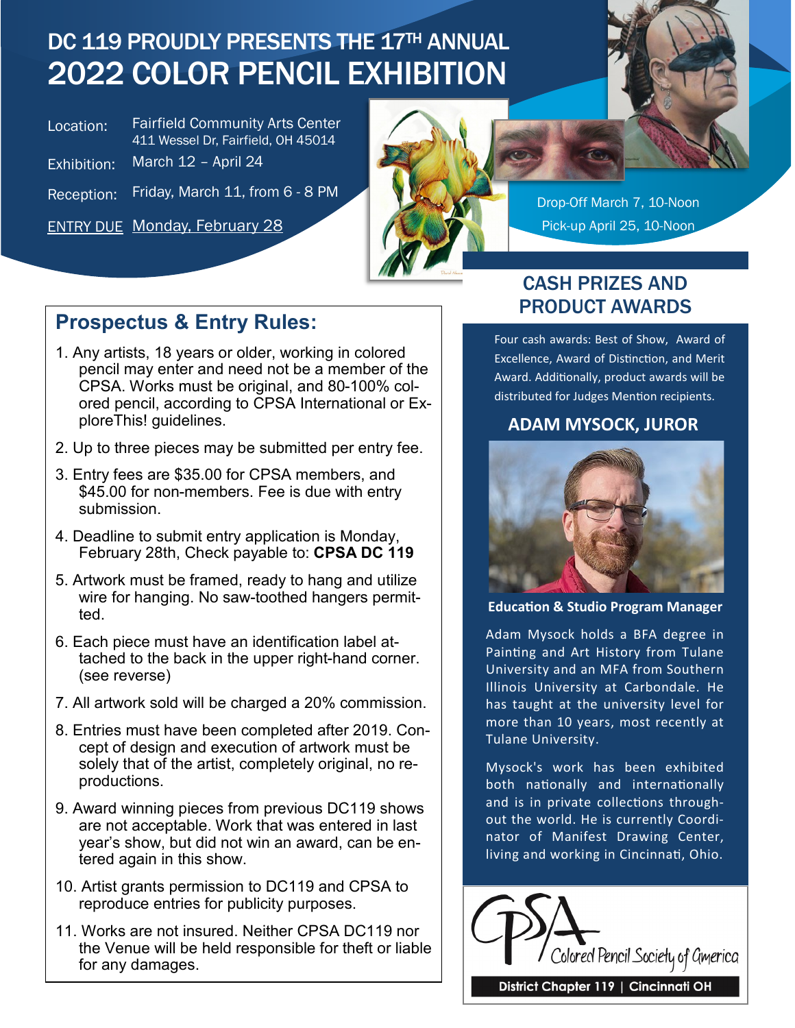# DC 119 PROUDLY PRESENTS THE 17TH ANNUAL 2022 COLOR PENCIL EXHIBITION

Location: Fairfield Community Arts Center
411 Wessel Dr, Fairfield, OH 45014

Exhibition: March 12 – April 24

Reception: Friday, March 11, from 6 - 8 PM

ENTRY DUE Monday, February 28

Drop-Off March 7, 10-Noon
Pick-up April 25, 10-Noon

## Prospectus & Entry Rules:

1. Any artists, 18 years or older, working in colored pencil may enter and need not be a member of the CPSA. Works must be original, and 80-100% colored pencil, according to CPSA International or ExploreThis! guidelines.
2. Up to three pieces may be submitted per entry fee.
3. Entry fees are $35.00 for CPSA members, and $45.00 for non-members. Fee is due with entry submission.
4. Deadline to submit entry application is Monday, February 28th, Check payable to: **CPSA DC 119**
5. Artwork must be framed, ready to hang and utilize wire for hanging. No saw-toothed hangers permitted.
6. Each piece must have an identification label attached to the back in the upper right-hand corner. (see reverse)
7. All artwork sold will be charged a 20% commission.
8. Entries must have been completed after 2019. Concept of design and execution of artwork must be solely that of the artist, completely original, no reproductions.
9. Award winning pieces from previous DC119 shows are not acceptable. Work that was entered in last year's show, but did not win an award, can be entered again in this show.
10. Artist grants permission to DC119 and CPSA to reproduce entries for publicity purposes.
11. Works are not insured. Neither CPSA DC119 nor the Venue will be held responsible for theft or liable for any damages.

## CASH PRIZES AND PRODUCT AWARDS

Four cash awards: Best of Show, Award of Excellence, Award of Distinction, and Merit Award. Additionally, product awards will be distributed for Judges Mention recipients.

## ADAM MYSOCK, JUROR

**Education & Studio Program Manager**

Adam Mysock holds a BFA degree in Painting and Art History from Tulane University and an MFA from Southern Illinois University at Carbondale. He has taught at the university level for more than 10 years, most recently at Tulane University.

Mysock's work has been exhibited both nationally and internationally and is in private collections throughout the world. He is currently Coordinator of Manifest Drawing Center, living and working in Cincinnati, Ohio.

CPSA Colored Pencil Society of America

District Chapter 119 | Cincinnati OH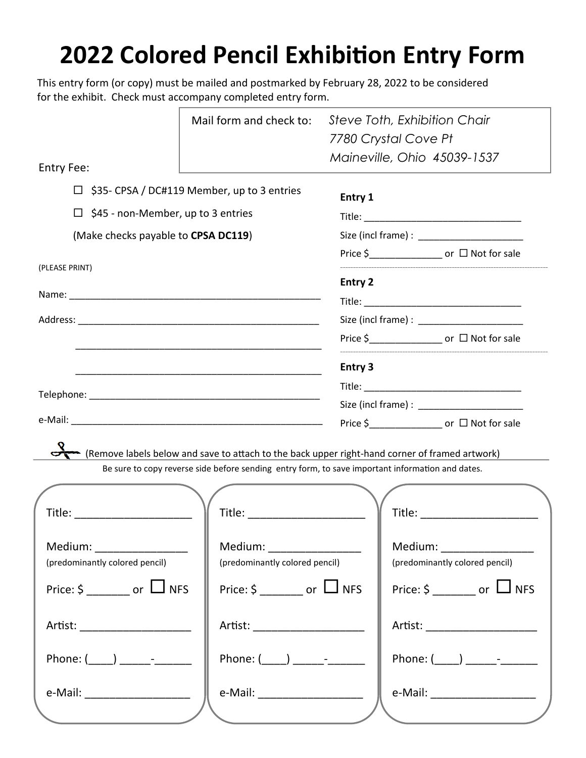# 2022 Colored Pencil Exhibition Entry Form

This entry form (or copy) must be mailed and postmarked by February 28, 2022 to be considered for the exhibit. Check must accompany completed entry form.

Mail form and check to: *Steve Toth, Exhibition Chair*
*7780 Crystal Cove Pt*
*Maineville, Ohio 45039-1537*

Entry Fee:

- ☐ $35- CPSA / DC#119 Member, up to 3 entries
- ☐ $45 - non-Member, up to 3 entries

(Make checks payable to **CPSA DC119**)

(PLEASE PRINT)

Name: ________________________________________________

Address: ______________________________________________

_______________________________________________

_______________________________________________

Telephone: ____________________________________________

e-Mail: ________________________________________________

**Entry 1**

Title: ______________________________

Size (incl frame) : ____________________

Price $_____________ or ☐ Not for sale

**Entry 2**

Title: ______________________________

Size (incl frame) : ____________________

Price $_____________ or ☐ Not for sale

**Entry 3**

Title: ______________________________

Size (incl frame) : ____________________

Price $_____________ or ☐ Not for sale

(Remove labels below and save to attach to the back upper right-hand corner of framed artwork)

Be sure to copy reverse side before sending entry form, to save important information and dates.

Title: ___________________

Medium: _______________
(predominantly colored pencil)

Price: $ _______ or ☐ NFS

Artist: __________________

Phone: (____) _____-______

e-Mail: _________________

Title: ___________________

Medium: _______________
(predominantly colored pencil)

Price: $ _______ or ☐ NFS

Artist: __________________

Phone: (____) _____-______

e-Mail: _________________

Title: ___________________

Medium: _______________
(predominantly colored pencil)

Price: $ _______ or ☐ NFS

Artist: __________________

Phone: (____) _____-______

e-Mail: _________________